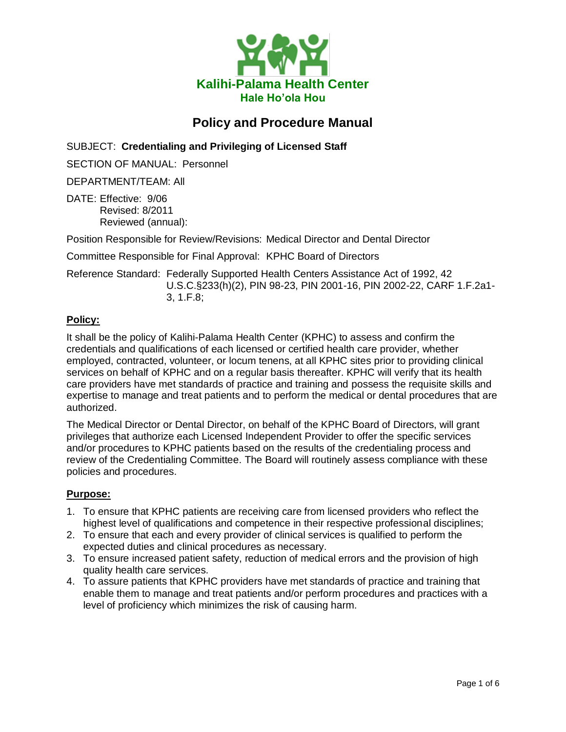**Kalihi-Palama Health Center**
**Hale Ho'ola Hou**

# Policy and Procedure Manual

SUBJECT: **Credentialing and Privileging of Licensed Staff**

SECTION OF MANUAL: Personnel

DEPARTMENT/TEAM: All

DATE: Effective: 9/06
Revised: 8/2011
Reviewed (annual):

Position Responsible for Review/Revisions: Medical Director and Dental Director

Committee Responsible for Final Approval: KPHC Board of Directors

Reference Standard: Federally Supported Health Centers Assistance Act of 1992, 42 U.S.C.§233(h)(2), PIN 98-23, PIN 2001-16, PIN 2002-22, CARF 1.F.2a1-3, 1.F.8;

## Policy:

It shall be the policy of Kalihi-Palama Health Center (KPHC) to assess and confirm the credentials and qualifications of each licensed or certified health care provider, whether employed, contracted, volunteer, or locum tenens, at all KPHC sites prior to providing clinical services on behalf of KPHC and on a regular basis thereafter. KPHC will verify that its health care providers have met standards of practice and training and possess the requisite skills and expertise to manage and treat patients and to perform the medical or dental procedures that are authorized.

The Medical Director or Dental Director, on behalf of the KPHC Board of Directors, will grant privileges that authorize each Licensed Independent Provider to offer the specific services and/or procedures to KPHC patients based on the results of the credentialing process and review of the Credentialing Committee. The Board will routinely assess compliance with these policies and procedures.

## Purpose:

1. To ensure that KPHC patients are receiving care from licensed providers who reflect the highest level of qualifications and competence in their respective professional disciplines;
2. To ensure that each and every provider of clinical services is qualified to perform the expected duties and clinical procedures as necessary.
3. To ensure increased patient safety, reduction of medical errors and the provision of high quality health care services.
4. To assure patients that KPHC providers have met standards of practice and training that enable them to manage and treat patients and/or perform procedures and practices with a level of proficiency which minimizes the risk of causing harm.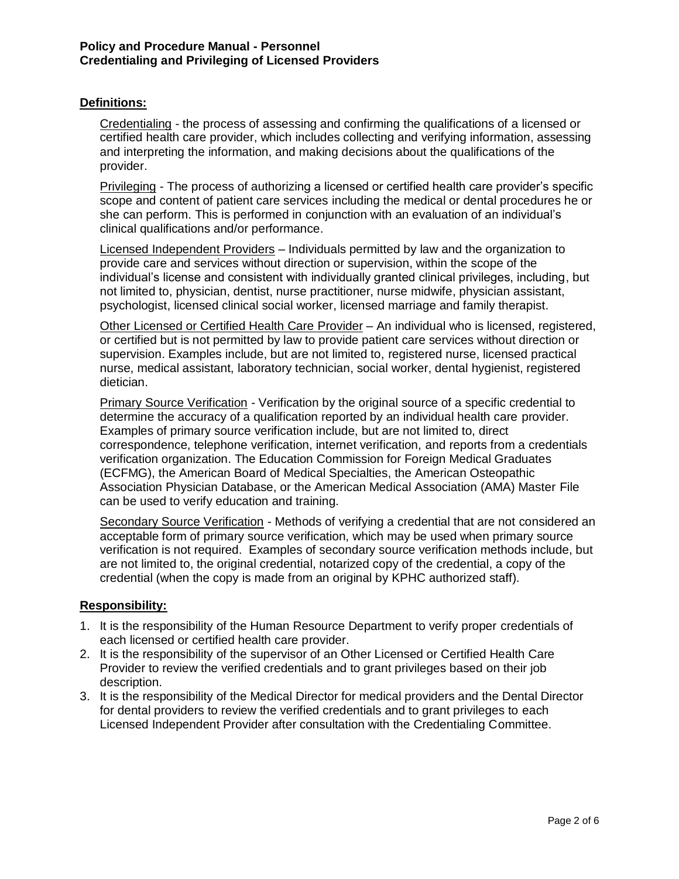**Policy and Procedure Manual - Personnel**
**Credentialing and Privileging of Licensed Providers**

## Definitions:

Credentialing - the process of assessing and confirming the qualifications of a licensed or certified health care provider, which includes collecting and verifying information, assessing and interpreting the information, and making decisions about the qualifications of the provider.

Privileging - The process of authorizing a licensed or certified health care provider's specific scope and content of patient care services including the medical or dental procedures he or she can perform. This is performed in conjunction with an evaluation of an individual's clinical qualifications and/or performance.

Licensed Independent Providers – Individuals permitted by law and the organization to provide care and services without direction or supervision, within the scope of the individual's license and consistent with individually granted clinical privileges, including, but not limited to, physician, dentist, nurse practitioner, nurse midwife, physician assistant, psychologist, licensed clinical social worker, licensed marriage and family therapist.

Other Licensed or Certified Health Care Provider – An individual who is licensed, registered, or certified but is not permitted by law to provide patient care services without direction or supervision. Examples include, but are not limited to, registered nurse, licensed practical nurse, medical assistant, laboratory technician, social worker, dental hygienist, registered dietician.

Primary Source Verification - Verification by the original source of a specific credential to determine the accuracy of a qualification reported by an individual health care provider. Examples of primary source verification include, but are not limited to, direct correspondence, telephone verification, internet verification, and reports from a credentials verification organization. The Education Commission for Foreign Medical Graduates (ECFMG), the American Board of Medical Specialties, the American Osteopathic Association Physician Database, or the American Medical Association (AMA) Master File can be used to verify education and training.

Secondary Source Verification - Methods of verifying a credential that are not considered an acceptable form of primary source verification, which may be used when primary source verification is not required. Examples of secondary source verification methods include, but are not limited to, the original credential, notarized copy of the credential, a copy of the credential (when the copy is made from an original by KPHC authorized staff).

## Responsibility:

1. It is the responsibility of the Human Resource Department to verify proper credentials of each licensed or certified health care provider.
2. It is the responsibility of the supervisor of an Other Licensed or Certified Health Care Provider to review the verified credentials and to grant privileges based on their job description.
3. It is the responsibility of the Medical Director for medical providers and the Dental Director for dental providers to review the verified credentials and to grant privileges to each Licensed Independent Provider after consultation with the Credentialing Committee.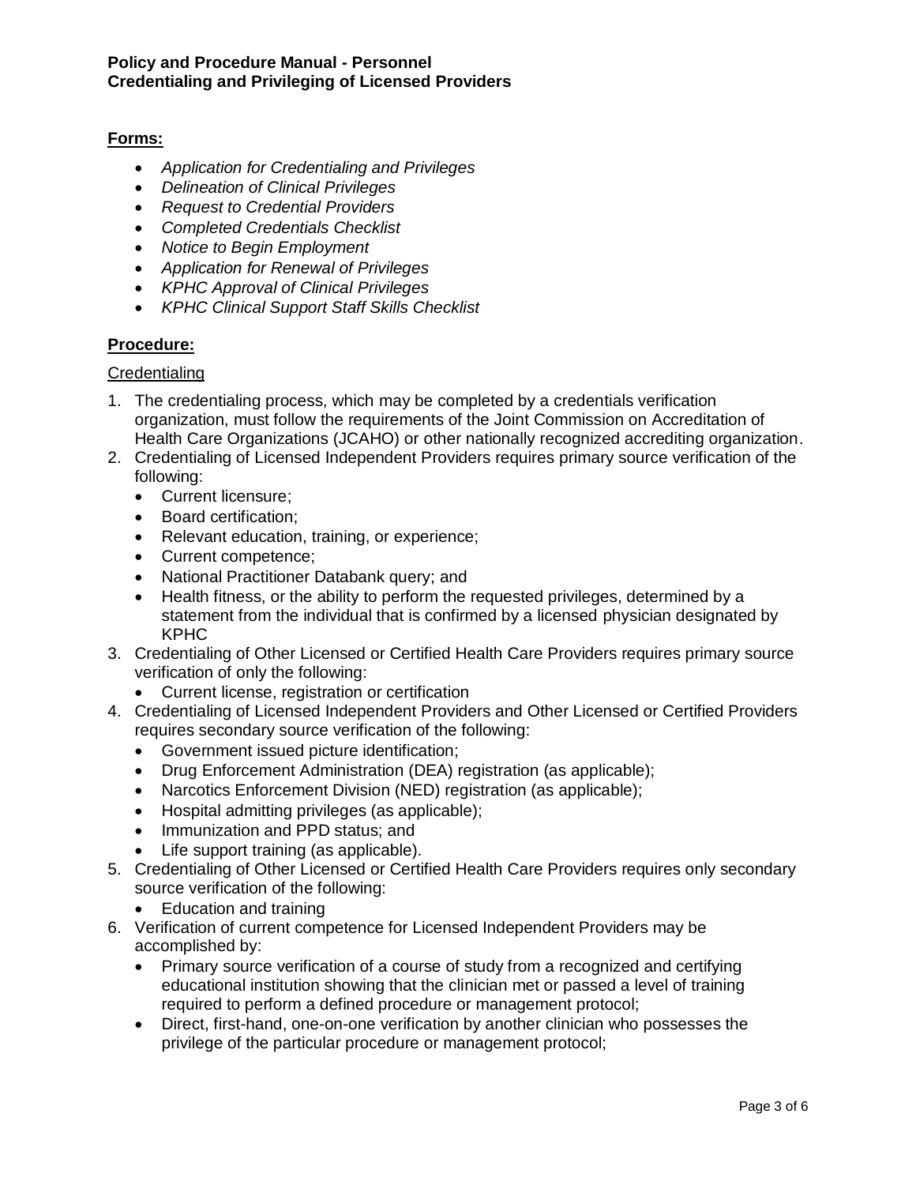**Forms:**

- *Application for Credentialing and Privileges*
- *Delineation of Clinical Privileges*
- *Request to Credential Providers*
- *Completed Credentials Checklist*
- *Notice to Begin Employment*
- *Application for Renewal of Privileges*
- *KPHC Approval of Clinical Privileges*
- *KPHC Clinical Support Staff Skills Checklist*

**Procedure:**

Credentialing

1. The credentialing process, which may be completed by a credentials verification organization, must follow the requirements of the Joint Commission on Accreditation of Health Care Organizations (JCAHO) or other nationally recognized accrediting organization.
2. Credentialing of Licensed Independent Providers requires primary source verification of the following:
   - Current licensure;
   - Board certification;
   - Relevant education, training, or experience;
   - Current competence;
   - National Practitioner Databank query; and
   - Health fitness, or the ability to perform the requested privileges, determined by a statement from the individual that is confirmed by a licensed physician designated by KPHC
3. Credentialing of Other Licensed or Certified Health Care Providers requires primary source verification of only the following:
   - Current license, registration or certification
4. Credentialing of Licensed Independent Providers and Other Licensed or Certified Providers requires secondary source verification of the following:
   - Government issued picture identification;
   - Drug Enforcement Administration (DEA) registration (as applicable);
   - Narcotics Enforcement Division (NED) registration (as applicable);
   - Hospital admitting privileges (as applicable);
   - Immunization and PPD status; and
   - Life support training (as applicable).
5. Credentialing of Other Licensed or Certified Health Care Providers requires only secondary source verification of the following:
   - Education and training
6. Verification of current competence for Licensed Independent Providers may be accomplished by:
   - Primary source verification of a course of study from a recognized and certifying educational institution showing that the clinician met or passed a level of training required to perform a defined procedure or management protocol;
   - Direct, first-hand, one-on-one verification by another clinician who possesses the privilege of the particular procedure or management protocol;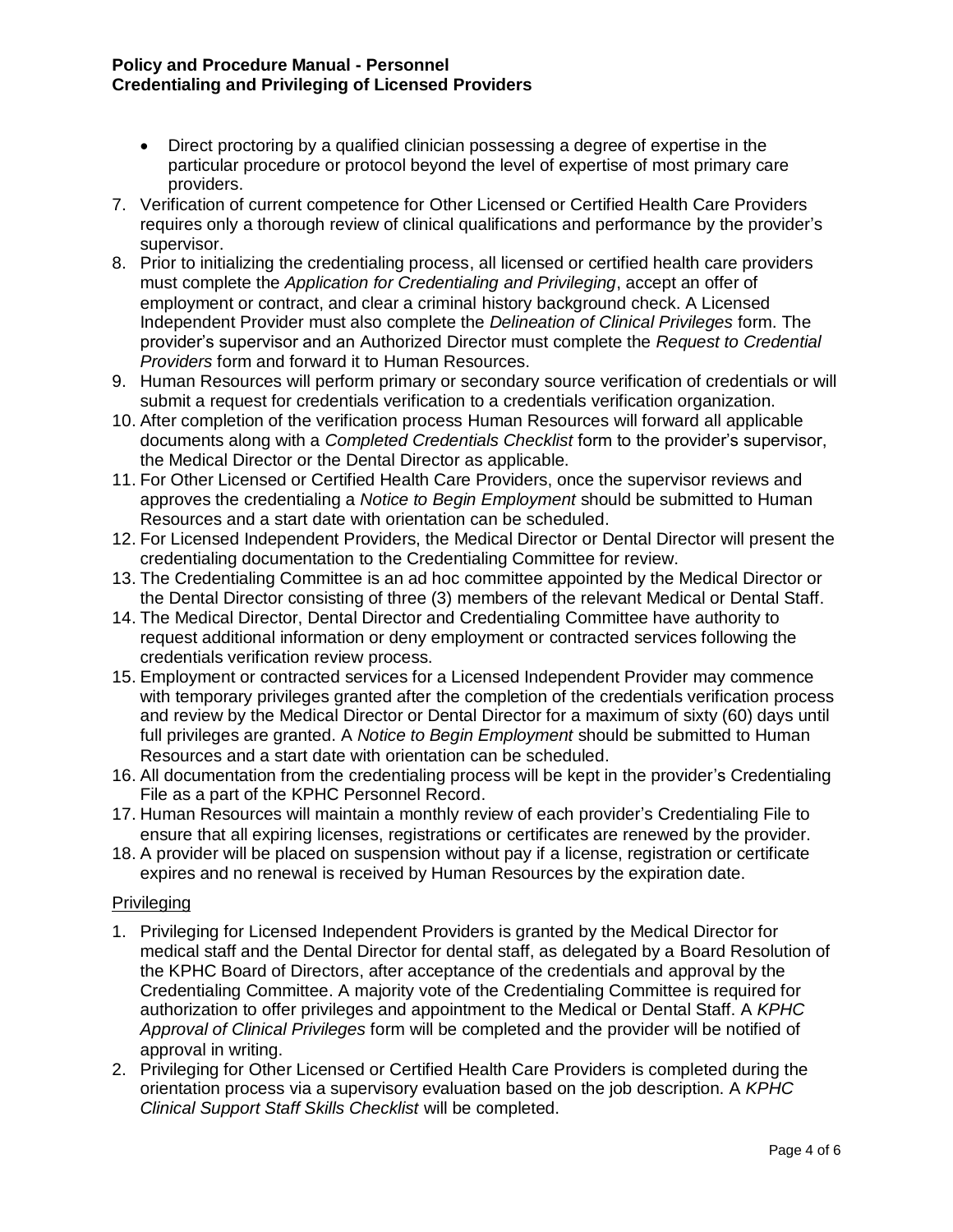- Direct proctoring by a qualified clinician possessing a degree of expertise in the particular procedure or protocol beyond the level of expertise of most primary care providers.

7. Verification of current competence for Other Licensed or Certified Health Care Providers requires only a thorough review of clinical qualifications and performance by the provider's supervisor.
8. Prior to initializing the credentialing process, all licensed or certified health care providers must complete the *Application for Credentialing and Privileging*, accept an offer of employment or contract, and clear a criminal history background check. A Licensed Independent Provider must also complete the *Delineation of Clinical Privileges* form. The provider's supervisor and an Authorized Director must complete the *Request to Credential Providers* form and forward it to Human Resources.
9. Human Resources will perform primary or secondary source verification of credentials or will submit a request for credentials verification to a credentials verification organization.
10. After completion of the verification process Human Resources will forward all applicable documents along with a *Completed Credentials Checklist* form to the provider's supervisor, the Medical Director or the Dental Director as applicable.
11. For Other Licensed or Certified Health Care Providers, once the supervisor reviews and approves the credentialing a *Notice to Begin Employment* should be submitted to Human Resources and a start date with orientation can be scheduled.
12. For Licensed Independent Providers, the Medical Director or Dental Director will present the credentialing documentation to the Credentialing Committee for review.
13. The Credentialing Committee is an ad hoc committee appointed by the Medical Director or the Dental Director consisting of three (3) members of the relevant Medical or Dental Staff.
14. The Medical Director, Dental Director and Credentialing Committee have authority to request additional information or deny employment or contracted services following the credentials verification review process.
15. Employment or contracted services for a Licensed Independent Provider may commence with temporary privileges granted after the completion of the credentials verification process and review by the Medical Director or Dental Director for a maximum of sixty (60) days until full privileges are granted. A *Notice to Begin Employment* should be submitted to Human Resources and a start date with orientation can be scheduled.
16. All documentation from the credentialing process will be kept in the provider's Credentialing File as a part of the KPHC Personnel Record.
17. Human Resources will maintain a monthly review of each provider's Credentialing File to ensure that all expiring licenses, registrations or certificates are renewed by the provider.
18. A provider will be placed on suspension without pay if a license, registration or certificate expires and no renewal is received by Human Resources by the expiration date.

## Privileging

1. Privileging for Licensed Independent Providers is granted by the Medical Director for medical staff and the Dental Director for dental staff, as delegated by a Board Resolution of the KPHC Board of Directors, after acceptance of the credentials and approval by the Credentialing Committee. A majority vote of the Credentialing Committee is required for authorization to offer privileges and appointment to the Medical or Dental Staff. A *KPHC Approval of Clinical Privileges* form will be completed and the provider will be notified of approval in writing.
2. Privileging for Other Licensed or Certified Health Care Providers is completed during the orientation process via a supervisory evaluation based on the job description. A *KPHC Clinical Support Staff Skills Checklist* will be completed.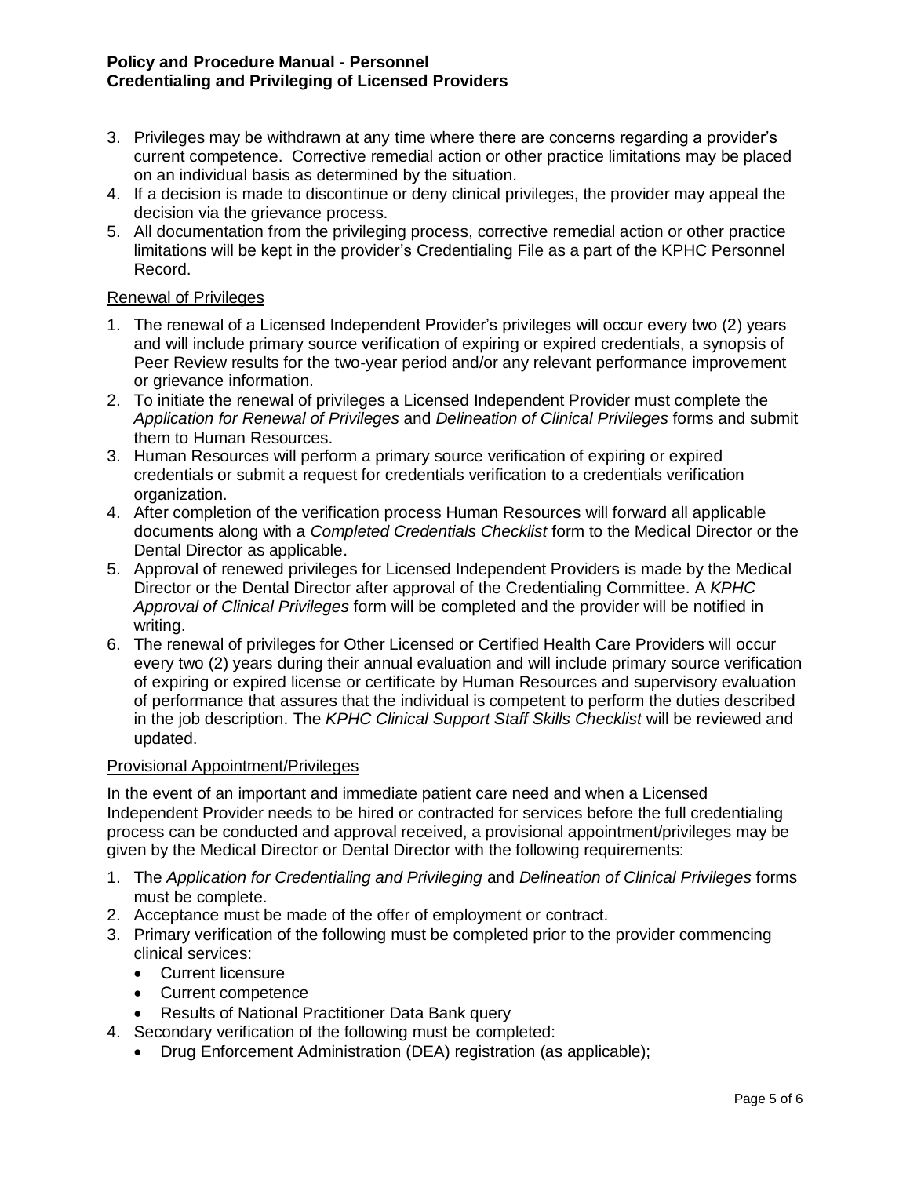3. Privileges may be withdrawn at any time where there are concerns regarding a provider's current competence. Corrective remedial action or other practice limitations may be placed on an individual basis as determined by the situation.
4. If a decision is made to discontinue or deny clinical privileges, the provider may appeal the decision via the grievance process.
5. All documentation from the privileging process, corrective remedial action or other practice limitations will be kept in the provider's Credentialing File as a part of the KPHC Personnel Record.

Renewal of Privileges

1. The renewal of a Licensed Independent Provider's privileges will occur every two (2) years and will include primary source verification of expiring or expired credentials, a synopsis of Peer Review results for the two-year period and/or any relevant performance improvement or grievance information.
2. To initiate the renewal of privileges a Licensed Independent Provider must complete the *Application for Renewal of Privileges* and *Delineation of Clinical Privileges* forms and submit them to Human Resources.
3. Human Resources will perform a primary source verification of expiring or expired credentials or submit a request for credentials verification to a credentials verification organization.
4. After completion of the verification process Human Resources will forward all applicable documents along with a *Completed Credentials Checklist* form to the Medical Director or the Dental Director as applicable.
5. Approval of renewed privileges for Licensed Independent Providers is made by the Medical Director or the Dental Director after approval of the Credentialing Committee. A *KPHC Approval of Clinical Privileges* form will be completed and the provider will be notified in writing.
6. The renewal of privileges for Other Licensed or Certified Health Care Providers will occur every two (2) years during their annual evaluation and will include primary source verification of expiring or expired license or certificate by Human Resources and supervisory evaluation of performance that assures that the individual is competent to perform the duties described in the job description. The *KPHC Clinical Support Staff Skills Checklist* will be reviewed and updated.

Provisional Appointment/Privileges

In the event of an important and immediate patient care need and when a Licensed Independent Provider needs to be hired or contracted for services before the full credentialing process can be conducted and approval received, a provisional appointment/privileges may be given by the Medical Director or Dental Director with the following requirements:

1. The *Application for Credentialing and Privileging* and *Delineation of Clinical Privileges* forms must be complete.
2. Acceptance must be made of the offer of employment or contract.
3. Primary verification of the following must be completed prior to the provider commencing clinical services:
   - Current licensure
   - Current competence
   - Results of National Practitioner Data Bank query
4. Secondary verification of the following must be completed:
   - Drug Enforcement Administration (DEA) registration (as applicable);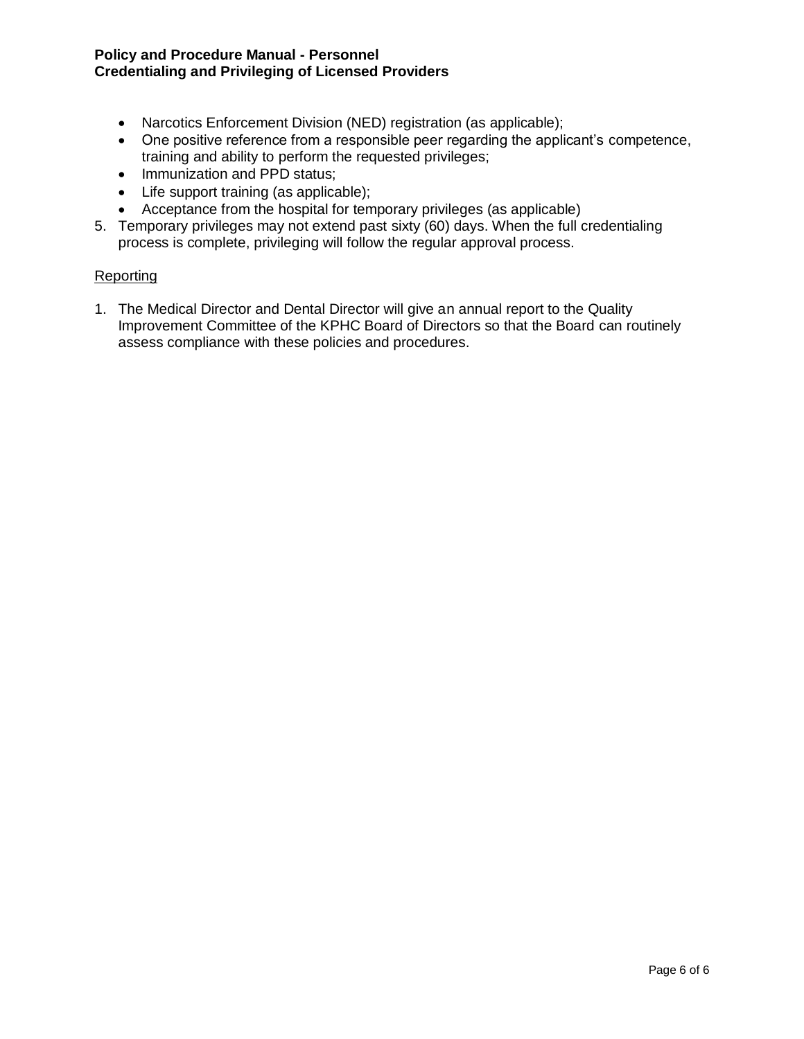- Narcotics Enforcement Division (NED) registration (as applicable);
- One positive reference from a responsible peer regarding the applicant's competence, training and ability to perform the requested privileges;
- Immunization and PPD status;
- Life support training (as applicable);
- Acceptance from the hospital for temporary privileges (as applicable)

5. Temporary privileges may not extend past sixty (60) days. When the full credentialing process is complete, privileging will follow the regular approval process.

<u>Reporting</u>

1. The Medical Director and Dental Director will give an annual report to the Quality Improvement Committee of the KPHC Board of Directors so that the Board can routinely assess compliance with these policies and procedures.